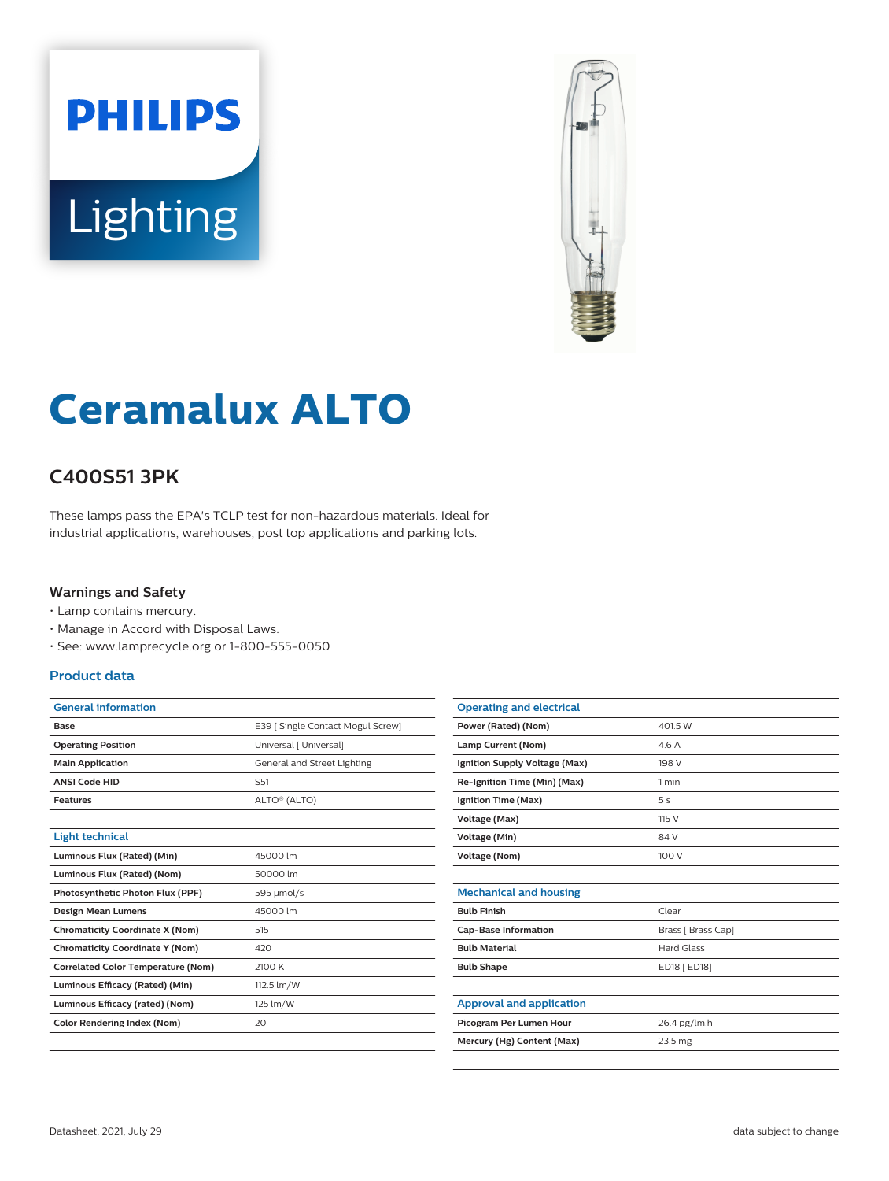PHILIPS

Lighting

# Ceramalux ALTO

## C400S51 3PK

These lamps pass the EPA's TCLP test for non-hazardous materials. Ideal for industrial applications, warehouses, post top applications and parking lots.

### Warnings and Safety

- Lamp contains mercury.
- Manage in Accord with Disposal Laws.
- See: www.lamprecycle.org or 1-800-555-0050

### Product data

| General information | |
|---|---|
| Base | E39 [ Single Contact Mogul Screw] |
| Operating Position | Universal [ Universal] |
| Main Application | General and Street Lighting |
| ANSI Code HID | S51 |
| Features | ALTO® (ALTO) |

| Light technical | |
|---|---|
| Luminous Flux (Rated) (Min) | 45000 lm |
| Luminous Flux (Rated) (Nom) | 50000 lm |
| Photosynthetic Photon Flux (PPF) | 595 μmol/s |
| Design Mean Lumens | 45000 lm |
| Chromaticity Coordinate X (Nom) | 515 |
| Chromaticity Coordinate Y (Nom) | 420 |
| Correlated Color Temperature (Nom) | 2100 K |
| Luminous Efficacy (Rated) (Min) | 112.5 lm/W |
| Luminous Efficacy (rated) (Nom) | 125 lm/W |
| Color Rendering Index (Nom) | 20 |

| Operating and electrical | |
|---|---|
| Power (Rated) (Nom) | 401.5 W |
| Lamp Current (Nom) | 4.6 A |
| Ignition Supply Voltage (Max) | 198 V |
| Re-Ignition Time (Min) (Max) | 1 min |
| Ignition Time (Max) | 5 s |
| Voltage (Max) | 115 V |
| Voltage (Min) | 84 V |
| Voltage (Nom) | 100 V |

| Mechanical and housing | |
|---|---|
| Bulb Finish | Clear |
| Cap-Base Information | Brass [ Brass Cap] |
| Bulb Material | Hard Glass |
| Bulb Shape | ED18 [ ED18] |

| Approval and application | |
|---|---|
| Picogram Per Lumen Hour | 26.4 pg/lm.h |
| Mercury (Hg) Content (Max) | 23.5 mg |

Datasheet, 2021, July 29

data subject to change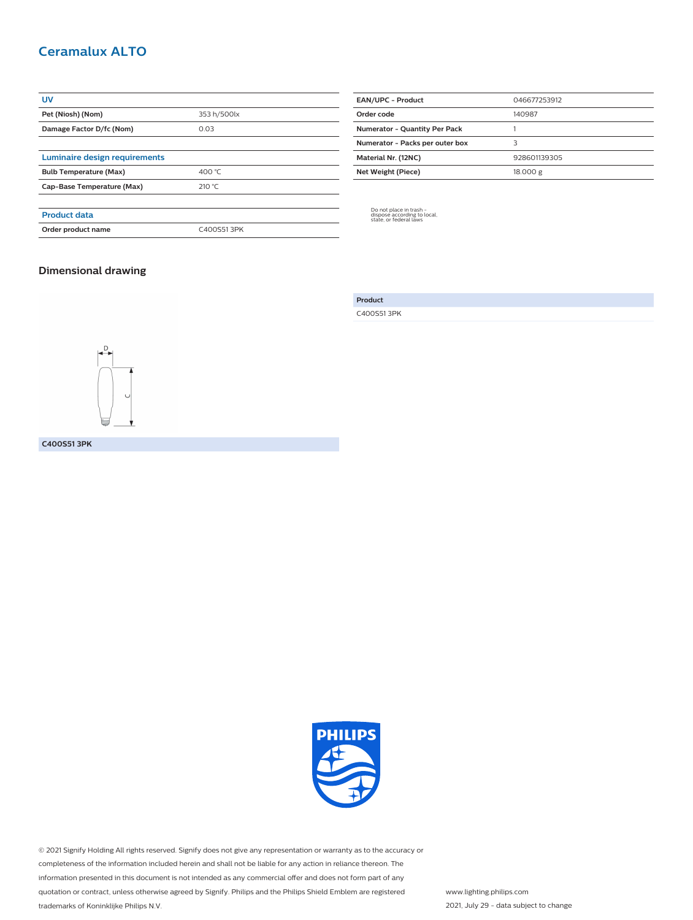## Ceramalux ALTO

| UV | |
|---|---|
| **Pet (Niosh) (Nom)** | 353 h/500lx |
| **Damage Factor D/fc (Nom)** | 0.03 |

| Luminaire design requirements | |
|---|---|
| **Bulb Temperature (Max)** | 400 °C |
| **Cap-Base Temperature (Max)** | 210 °C |

| Product data | |
|---|---|
| **Order product name** | C400S51 3PK |
| **EAN/UPC - Product** | 046677253912 |
| **Order code** | 140987 |
| **Numerator - Quantity Per Pack** | 1 |
| **Numerator - Packs per outer box** | 3 |
| **Material Nr. (12NC)** | 928601139305 |
| **Net Weight (Piece)** | 18.000 g |

Do not place in trash - dispose according to local, state, or federal laws

## Dimensional drawing

D

C

**C400S51 3PK**

| Product |
|---|
| C400S51 3PK |

© 2021 Signify Holding All rights reserved. Signify does not give any representation or warranty as to the accuracy or completeness of the information included herein and shall not be liable for any action in reliance thereon. The information presented in this document is not intended as any commercial offer and does not form part of any quotation or contract, unless otherwise agreed by Signify. Philips and the Philips Shield Emblem are registered trademarks of Koninklijke Philips N.V.

www.lighting.philips.com

2021, July 29 - data subject to change